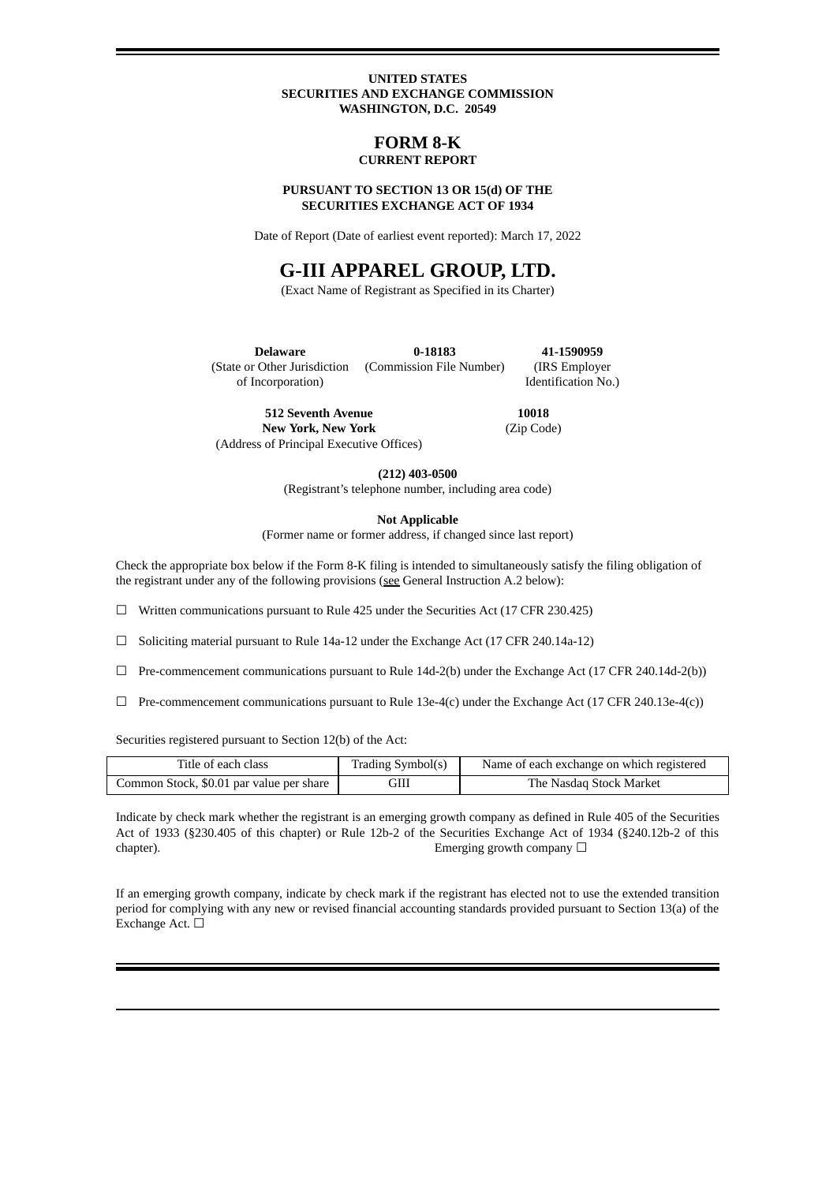**UNITED STATES**
**SECURITIES AND EXCHANGE COMMISSION**
**WASHINGTON, D.C. 20549**

# FORM 8-K

**CURRENT REPORT**

**PURSUANT TO SECTION 13 OR 15(d) OF THE SECURITIES EXCHANGE ACT OF 1934**

Date of Report (Date of earliest event reported): March 17, 2022

# G-III APPAREL GROUP, LTD.

(Exact Name of Registrant as Specified in its Charter)

| **Delaware** | **0-18183** | **41-1590959** |
|---|---|---|
| (State or Other Jurisdiction of Incorporation) | (Commission File Number) | (IRS Employer Identification No.) |

| **512 Seventh Avenue New York, New York** | **10018** |
|---|---|
| (Address of Principal Executive Offices) | (Zip Code) |

**(212) 403-0500**
(Registrant's telephone number, including area code)

**Not Applicable**
(Former name or former address, if changed since last report)

Check the appropriate box below if the Form 8-K filing is intended to simultaneously satisfy the filing obligation of the registrant under any of the following provisions (see General Instruction A.2 below):

☐ Written communications pursuant to Rule 425 under the Securities Act (17 CFR 230.425)

☐ Soliciting material pursuant to Rule 14a-12 under the Exchange Act (17 CFR 240.14a-12)

☐ Pre-commencement communications pursuant to Rule 14d-2(b) under the Exchange Act (17 CFR 240.14d-2(b))

☐ Pre-commencement communications pursuant to Rule 13e-4(c) under the Exchange Act (17 CFR 240.13e-4(c))

Securities registered pursuant to Section 12(b) of the Act:

| Title of each class | Trading Symbol(s) | Name of each exchange on which registered |
|---|---|---|
| Common Stock, $0.01 par value per share | GIII | The Nasdaq Stock Market |

Indicate by check mark whether the registrant is an emerging growth company as defined in Rule 405 of the Securities Act of 1933 (§230.405 of this chapter) or Rule 12b-2 of the Securities Exchange Act of 1934 (§240.12b-2 of this chapter). Emerging growth company ☐

If an emerging growth company, indicate by check mark if the registrant has elected not to use the extended transition period for complying with any new or revised financial accounting standards provided pursuant to Section 13(a) of the Exchange Act. ☐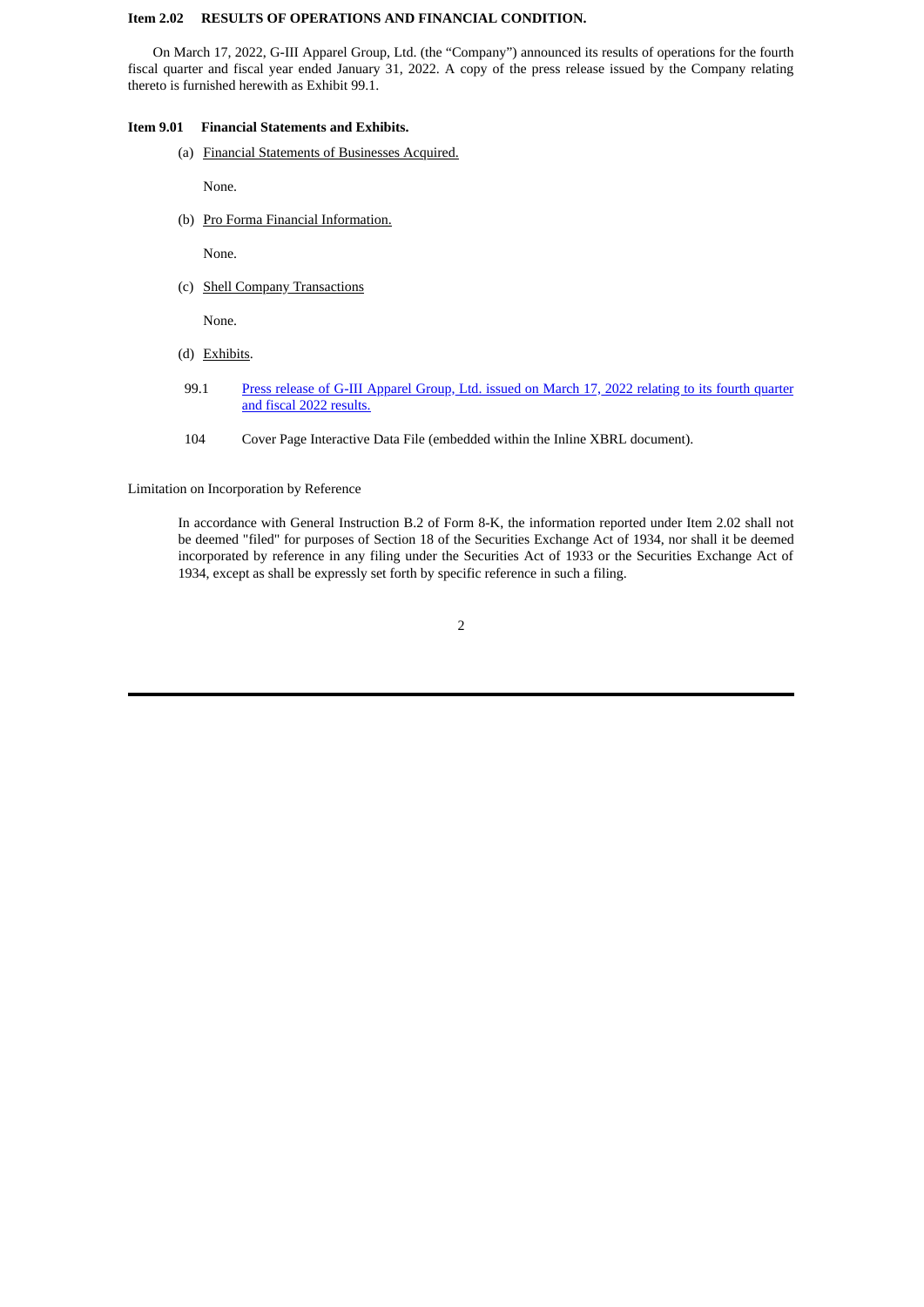**Item 2.02 RESULTS OF OPERATIONS AND FINANCIAL CONDITION.**

On March 17, 2022, G-III Apparel Group, Ltd. (the "Company") announced its results of operations for the fourth fiscal quarter and fiscal year ended January 31, 2022. A copy of the press release issued by the Company relating thereto is furnished herewith as Exhibit 99.1.

**Item 9.01 Financial Statements and Exhibits.**

(a) Financial Statements of Businesses Acquired.

None.

(b) Pro Forma Financial Information.

None.

(c) Shell Company Transactions

None.

(d) Exhibits.

99.1 Press release of G-III Apparel Group, Ltd. issued on March 17, 2022 relating to its fourth quarter and fiscal 2022 results.

104 Cover Page Interactive Data File (embedded within the Inline XBRL document).

Limitation on Incorporation by Reference

In accordance with General Instruction B.2 of Form 8-K, the information reported under Item 2.02 shall not be deemed "filed" for purposes of Section 18 of the Securities Exchange Act of 1934, nor shall it be deemed incorporated by reference in any filing under the Securities Act of 1933 or the Securities Exchange Act of 1934, except as shall be expressly set forth by specific reference in such a filing.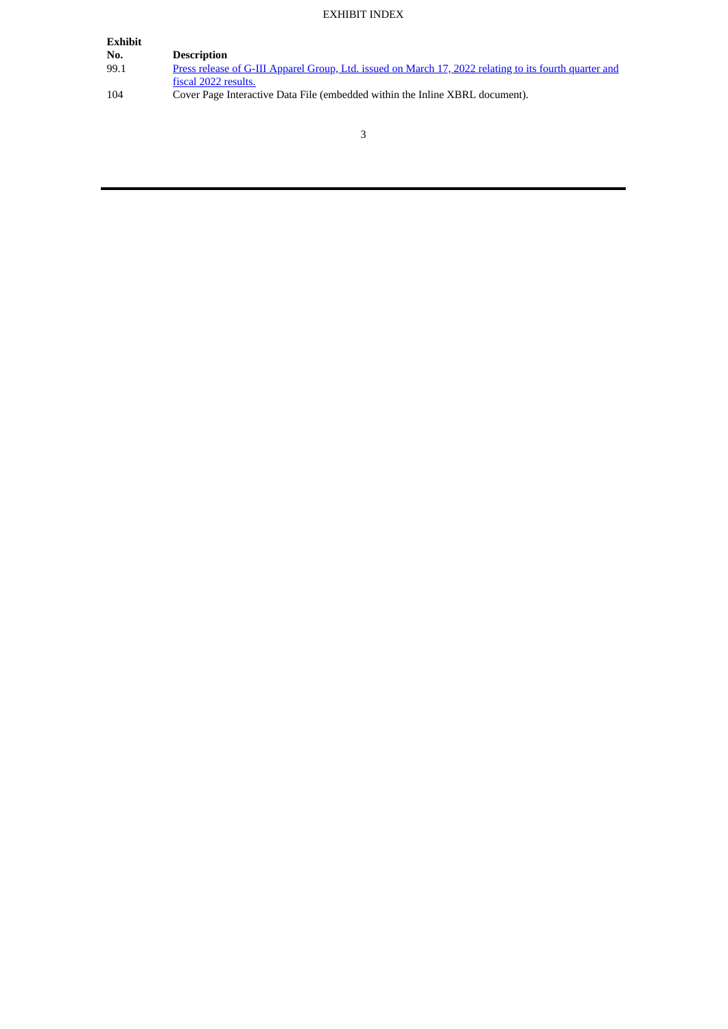EXHIBIT INDEX

| Exhibit No. | Description |
| --- | --- |
| 99.1 | Press release of G-III Apparel Group, Ltd. issued on March 17, 2022 relating to its fourth quarter and fiscal 2022 results. |
| 104 | Cover Page Interactive Data File (embedded within the Inline XBRL document). |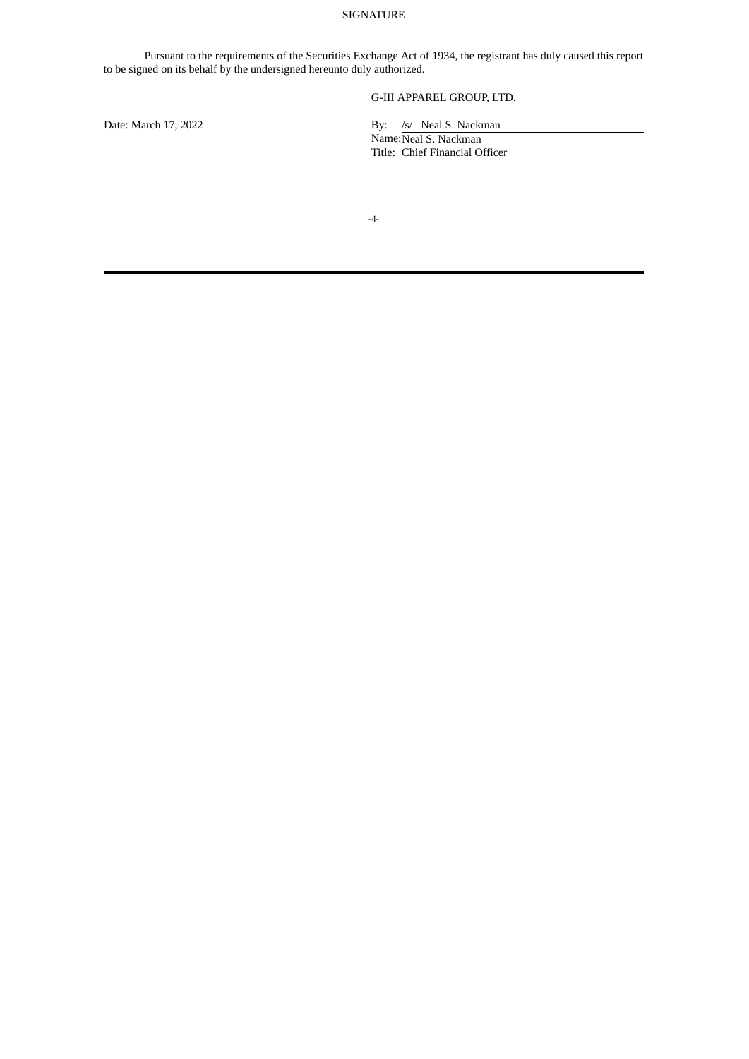SIGNATURE

Pursuant to the requirements of the Securities Exchange Act of 1934, the registrant has duly caused this report to be signed on its behalf by the undersigned hereunto duly authorized.

G-III APPAREL GROUP, LTD.

Date: March 17, 2022

By: /s/ Neal S. Nackman
Name: Neal S. Nackman
Title: Chief Financial Officer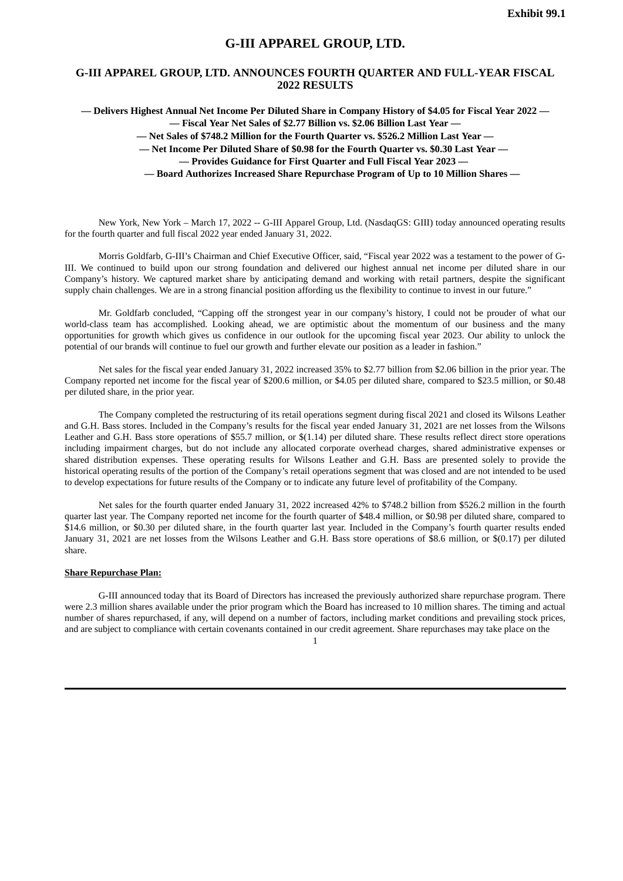**Exhibit 99.1**

# G-III APPAREL GROUP, LTD.

## G-III APPAREL GROUP, LTD. ANNOUNCES FOURTH QUARTER AND FULL-YEAR FISCAL 2022 RESULTS

**— Delivers Highest Annual Net Income Per Diluted Share in Company History of $4.05 for Fiscal Year 2022 —**

**— Fiscal Year Net Sales of $2.77 Billion vs. $2.06 Billion Last Year —**

**— Net Sales of $748.2 Million for the Fourth Quarter vs. $526.2 Million Last Year —**

**— Net Income Per Diluted Share of $0.98 for the Fourth Quarter vs. $0.30 Last Year —**

**— Provides Guidance for First Quarter and Full Fiscal Year 2023 —**

**— Board Authorizes Increased Share Repurchase Program of Up to 10 Million Shares —**

New York, New York – March 17, 2022 -- G-III Apparel Group, Ltd. (NasdaqGS: GIII) today announced operating results for the fourth quarter and full fiscal 2022 year ended January 31, 2022.

Morris Goldfarb, G-III's Chairman and Chief Executive Officer, said, "Fiscal year 2022 was a testament to the power of G-III. We continued to build upon our strong foundation and delivered our highest annual net income per diluted share in our Company's history. We captured market share by anticipating demand and working with retail partners, despite the significant supply chain challenges. We are in a strong financial position affording us the flexibility to continue to invest in our future."

Mr. Goldfarb concluded, "Capping off the strongest year in our company's history, I could not be prouder of what our world-class team has accomplished. Looking ahead, we are optimistic about the momentum of our business and the many opportunities for growth which gives us confidence in our outlook for the upcoming fiscal year 2023. Our ability to unlock the potential of our brands will continue to fuel our growth and further elevate our position as a leader in fashion."

Net sales for the fiscal year ended January 31, 2022 increased 35% to $2.77 billion from $2.06 billion in the prior year. The Company reported net income for the fiscal year of $200.6 million, or $4.05 per diluted share, compared to $23.5 million, or $0.48 per diluted share, in the prior year.

The Company completed the restructuring of its retail operations segment during fiscal 2021 and closed its Wilsons Leather and G.H. Bass stores. Included in the Company's results for the fiscal year ended January 31, 2021 are net losses from the Wilsons Leather and G.H. Bass store operations of $55.7 million, or $(1.14) per diluted share. These results reflect direct store operations including impairment charges, but do not include any allocated corporate overhead charges, shared administrative expenses or shared distribution expenses. These operating results for Wilsons Leather and G.H. Bass are presented solely to provide the historical operating results of the portion of the Company's retail operations segment that was closed and are not intended to be used to develop expectations for future results of the Company or to indicate any future level of profitability of the Company.

Net sales for the fourth quarter ended January 31, 2022 increased 42% to $748.2 billion from $526.2 million in the fourth quarter last year. The Company reported net income for the fourth quarter of $48.4 million, or $0.98 per diluted share, compared to $14.6 million, or $0.30 per diluted share, in the fourth quarter last year. Included in the Company's fourth quarter results ended January 31, 2021 are net losses from the Wilsons Leather and G.H. Bass store operations of $8.6 million, or $(0.17) per diluted share.

**Share Repurchase Plan:**

G-III announced today that its Board of Directors has increased the previously authorized share repurchase program. There were 2.3 million shares available under the prior program which the Board has increased to 10 million shares. The timing and actual number of shares repurchased, if any, will depend on a number of factors, including market conditions and prevailing stock prices, and are subject to compliance with certain covenants contained in our credit agreement. Share repurchases may take place on the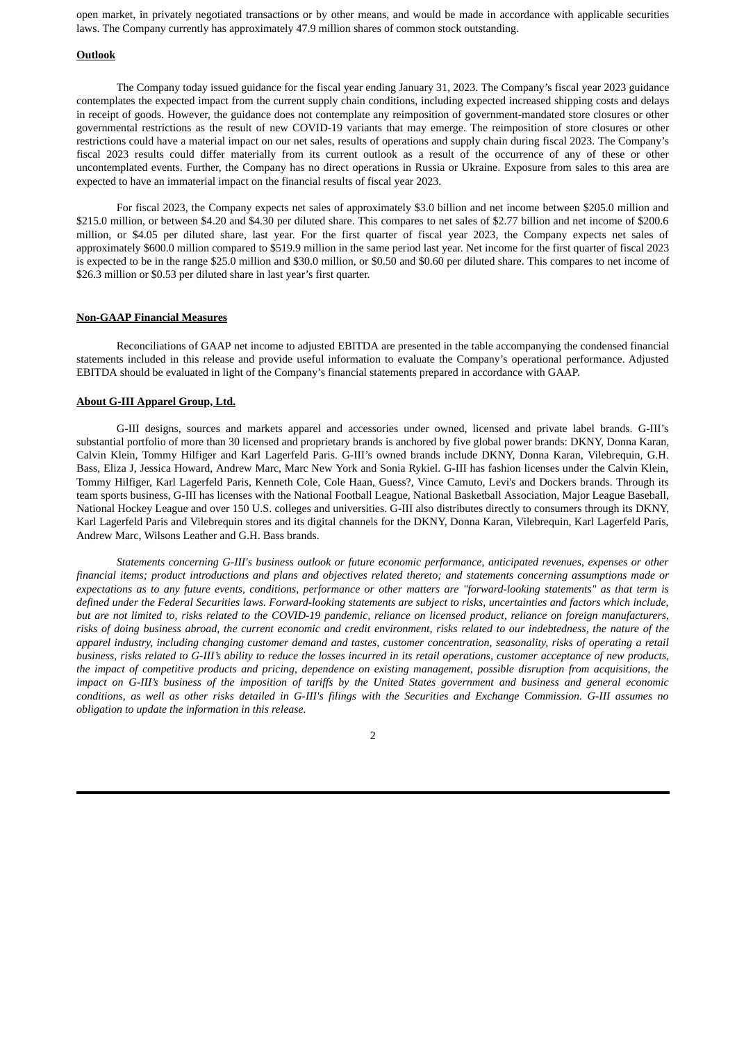open market, in privately negotiated transactions or by other means, and would be made in accordance with applicable securities laws. The Company currently has approximately 47.9 million shares of common stock outstanding.

**Outlook**

The Company today issued guidance for the fiscal year ending January 31, 2023. The Company's fiscal year 2023 guidance contemplates the expected impact from the current supply chain conditions, including expected increased shipping costs and delays in receipt of goods. However, the guidance does not contemplate any reimposition of government-mandated store closures or other governmental restrictions as the result of new COVID-19 variants that may emerge. The reimposition of store closures or other restrictions could have a material impact on our net sales, results of operations and supply chain during fiscal 2023. The Company's fiscal 2023 results could differ materially from its current outlook as a result of the occurrence of any of these or other uncontemplated events. Further, the Company has no direct operations in Russia or Ukraine. Exposure from sales to this area are expected to have an immaterial impact on the financial results of fiscal year 2023.

For fiscal 2023, the Company expects net sales of approximately $3.0 billion and net income between $205.0 million and $215.0 million, or between $4.20 and $4.30 per diluted share. This compares to net sales of $2.77 billion and net income of $200.6 million, or $4.05 per diluted share, last year. For the first quarter of fiscal year 2023, the Company expects net sales of approximately $600.0 million compared to $519.9 million in the same period last year. Net income for the first quarter of fiscal 2023 is expected to be in the range $25.0 million and $30.0 million, or $0.50 and $0.60 per diluted share. This compares to net income of $26.3 million or $0.53 per diluted share in last year's first quarter.

**Non-GAAP Financial Measures**

Reconciliations of GAAP net income to adjusted EBITDA are presented in the table accompanying the condensed financial statements included in this release and provide useful information to evaluate the Company's operational performance. Adjusted EBITDA should be evaluated in light of the Company's financial statements prepared in accordance with GAAP.

**About G-III Apparel Group, Ltd.**

G-III designs, sources and markets apparel and accessories under owned, licensed and private label brands. G-III's substantial portfolio of more than 30 licensed and proprietary brands is anchored by five global power brands: DKNY, Donna Karan, Calvin Klein, Tommy Hilfiger and Karl Lagerfeld Paris. G-III's owned brands include DKNY, Donna Karan, Vilebrequin, G.H. Bass, Eliza J, Jessica Howard, Andrew Marc, Marc New York and Sonia Rykiel. G-III has fashion licenses under the Calvin Klein, Tommy Hilfiger, Karl Lagerfeld Paris, Kenneth Cole, Cole Haan, Guess?, Vince Camuto, Levi's and Dockers brands. Through its team sports business, G-III has licenses with the National Football League, National Basketball Association, Major League Baseball, National Hockey League and over 150 U.S. colleges and universities. G-III also distributes directly to consumers through its DKNY, Karl Lagerfeld Paris and Vilebrequin stores and its digital channels for the DKNY, Donna Karan, Vilebrequin, Karl Lagerfeld Paris, Andrew Marc, Wilsons Leather and G.H. Bass brands.

*Statements concerning G-III's business outlook or future economic performance, anticipated revenues, expenses or other financial items; product introductions and plans and objectives related thereto; and statements concerning assumptions made or expectations as to any future events, conditions, performance or other matters are "forward-looking statements" as that term is defined under the Federal Securities laws. Forward-looking statements are subject to risks, uncertainties and factors which include, but are not limited to, risks related to the COVID-19 pandemic, reliance on licensed product, reliance on foreign manufacturers, risks of doing business abroad, the current economic and credit environment, risks related to our indebtedness, the nature of the apparel industry, including changing customer demand and tastes, customer concentration, seasonality, risks of operating a retail business, risks related to G-III's ability to reduce the losses incurred in its retail operations, customer acceptance of new products, the impact of competitive products and pricing, dependence on existing management, possible disruption from acquisitions, the impact on G-III's business of the imposition of tariffs by the United States government and business and general economic conditions, as well as other risks detailed in G-III's filings with the Securities and Exchange Commission. G-III assumes no obligation to update the information in this release.*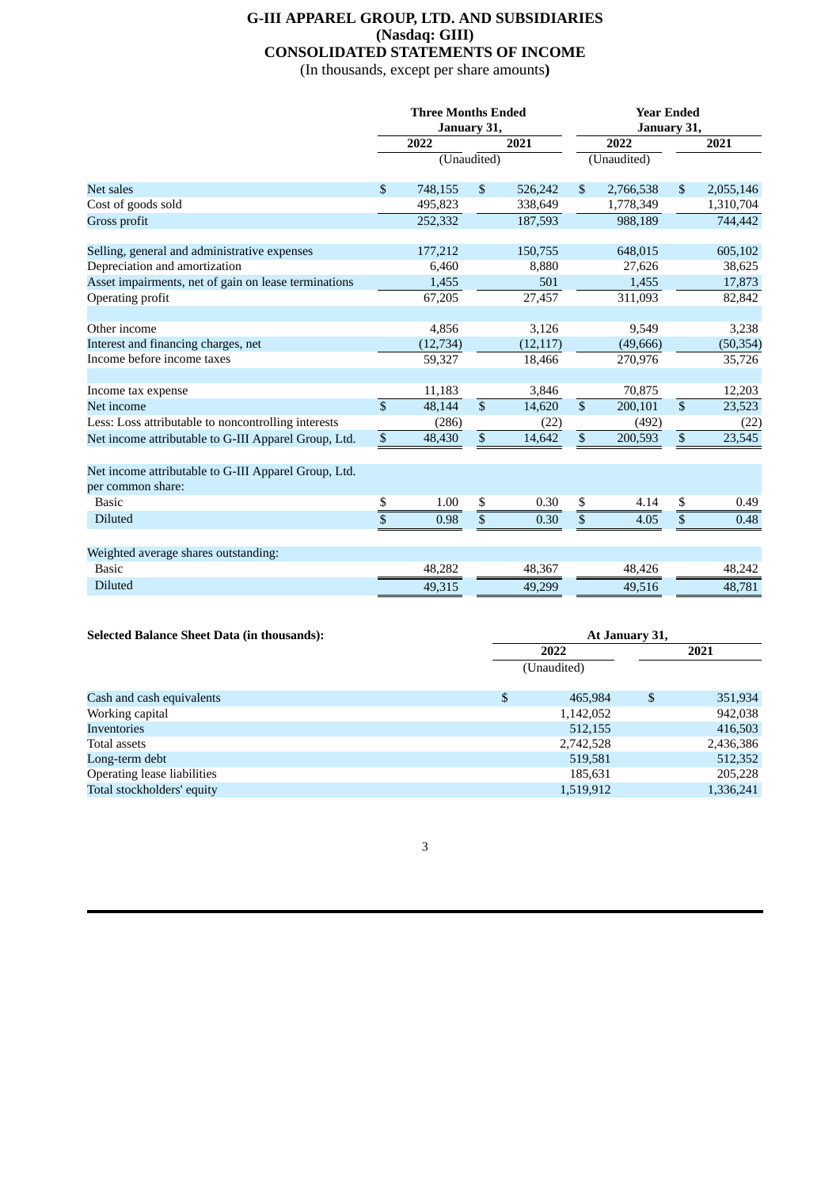# G-III APPAREL GROUP, LTD. AND SUBSIDIARIES
## (Nasdaq: GIII)
## CONSOLIDATED STATEMENTS OF INCOME
(In thousands, except per share amounts)

| | Three Months Ended January 31, | | Year Ended January 31, | |
|---|---|---|---|---|
| | 2022 | 2021 | 2022 | 2021 |
| | (Unaudited) | | (Unaudited) | |
| Net sales | $ 748,155 | $ 526,242 | $ 2,766,538 | $ 2,055,146 |
| Cost of goods sold | 495,823 | 338,649 | 1,778,349 | 1,310,704 |
| Gross profit | 252,332 | 187,593 | 988,189 | 744,442 |
| | | | | |
| Selling, general and administrative expenses | 177,212 | 150,755 | 648,015 | 605,102 |
| Depreciation and amortization | 6,460 | 8,880 | 27,626 | 38,625 |
| Asset impairments, net of gain on lease terminations | 1,455 | 501 | 1,455 | 17,873 |
| Operating profit | 67,205 | 27,457 | 311,093 | 82,842 |
| | | | | |
| Other income | 4,856 | 3,126 | 9,549 | 3,238 |
| Interest and financing charges, net | (12,734) | (12,117) | (49,666) | (50,354) |
| Income before income taxes | 59,327 | 18,466 | 270,976 | 35,726 |
| | | | | |
| Income tax expense | 11,183 | 3,846 | 70,875 | 12,203 |
| Net income | $ 48,144 | $ 14,620 | $ 200,101 | $ 23,523 |
| Less: Loss attributable to noncontrolling interests | (286) | (22) | (492) | (22) |
| Net income attributable to G-III Apparel Group, Ltd. | $ 48,430 | $ 14,642 | $ 200,593 | $ 23,545 |
| | | | | |
| Net income attributable to G-III Apparel Group, Ltd. per common share: | | | | |
| Basic | $ 1.00 | $ 0.30 | $ 4.14 | $ 0.49 |
| Diluted | $ 0.98 | $ 0.30 | $ 4.05 | $ 0.48 |
| | | | | |
| Weighted average shares outstanding: | | | | |
| Basic | 48,282 | 48,367 | 48,426 | 48,242 |
| Diluted | 49,315 | 49,299 | 49,516 | 48,781 |

| **Selected Balance Sheet Data (in thousands):** | At January 31, | |
|---|---|---|
| | 2022 | 2021 |
| | (Unaudited) | |
| Cash and cash equivalents | $ 465,984 | $ 351,934 |
| Working capital | 1,142,052 | 942,038 |
| Inventories | 512,155 | 416,503 |
| Total assets | 2,742,528 | 2,436,386 |
| Long-term debt | 519,581 | 512,352 |
| Operating lease liabilities | 185,631 | 205,228 |
| Total stockholders' equity | 1,519,912 | 1,336,241 |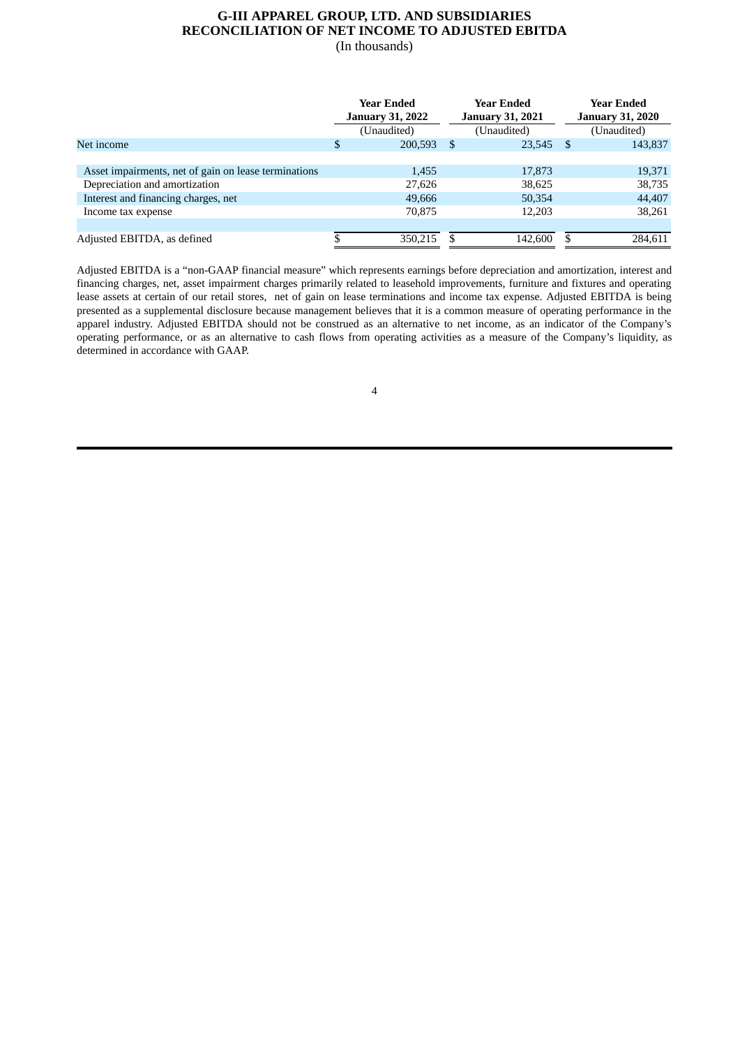# G-III APPAREL GROUP, LTD. AND SUBSIDIARIES
## RECONCILIATION OF NET INCOME TO ADJUSTED EBITDA

(In thousands)

| | Year Ended January 31, 2022 | Year Ended January 31, 2021 | Year Ended January 31, 2020 |
|---|---|---|---|
| | (Unaudited) | (Unaudited) | (Unaudited) |
| Net income | $ 200,593 | $ 23,545 | $ 143,837 |
| Asset impairments, net of gain on lease terminations | 1,455 | 17,873 | 19,371 |
| Depreciation and amortization | 27,626 | 38,625 | 38,735 |
| Interest and financing charges, net | 49,666 | 50,354 | 44,407 |
| Income tax expense | 70,875 | 12,203 | 38,261 |
| Adjusted EBITDA, as defined | $ 350,215 | $ 142,600 | $ 284,611 |

Adjusted EBITDA is a “non-GAAP financial measure” which represents earnings before depreciation and amortization, interest and financing charges, net, asset impairment charges primarily related to leasehold improvements, furniture and fixtures and operating lease assets at certain of our retail stores, net of gain on lease terminations and income tax expense. Adjusted EBITDA is being presented as a supplemental disclosure because management believes that it is a common measure of operating performance in the apparel industry. Adjusted EBITDA should not be construed as an alternative to net income, as an indicator of the Company’s operating performance, or as an alternative to cash flows from operating activities as a measure of the Company’s liquidity, as determined in accordance with GAAP.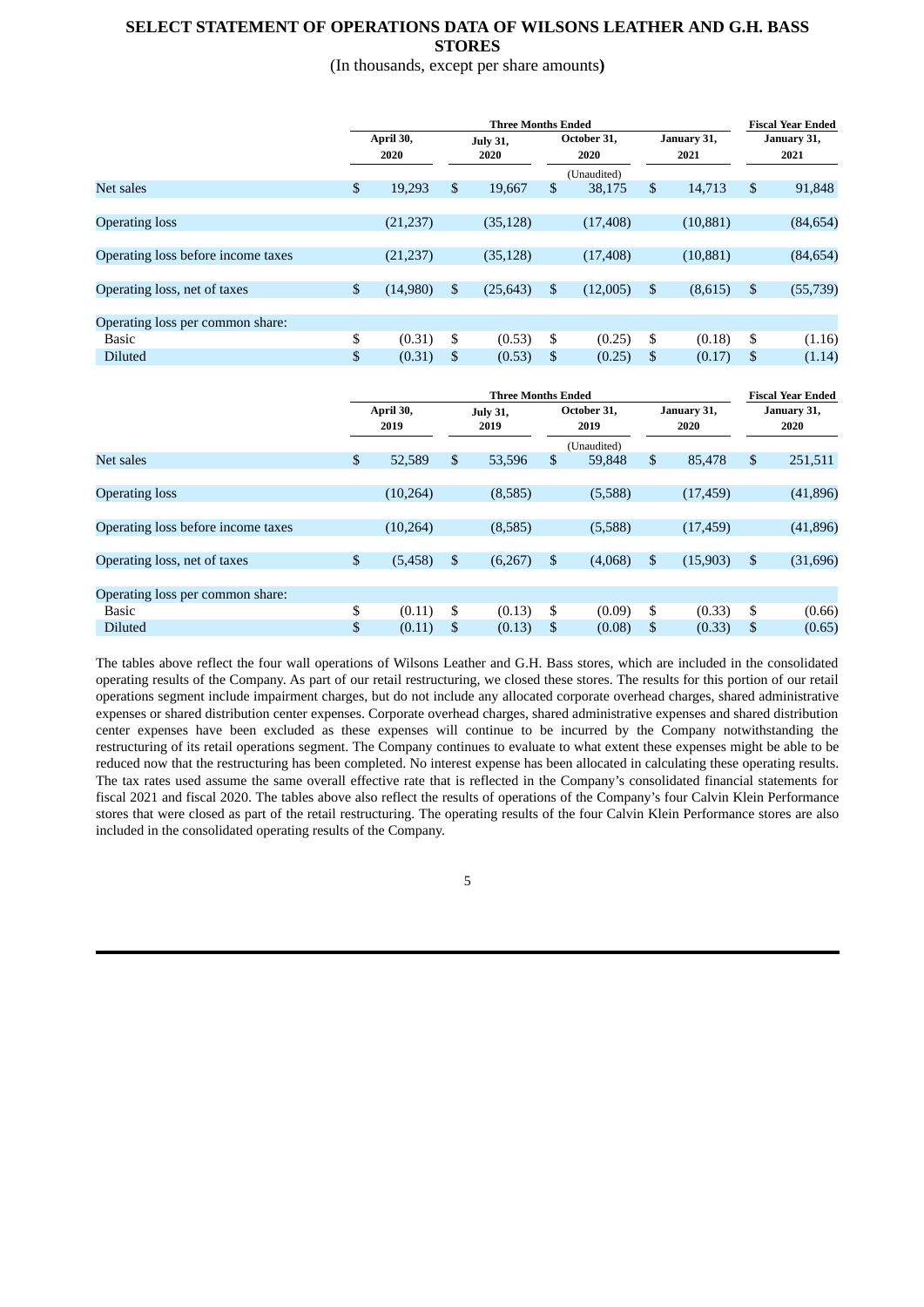# SELECT STATEMENT OF OPERATIONS DATA OF WILSONS LEATHER AND G.H. BASS STORES

(In thousands, except per share amounts)

| | Three Months Ended | | | | Fiscal Year Ended |
|---|---|---|---|---|---|
| | April 30, 2020 | July 31, 2020 | October 31, 2020 | January 31, 2021 | January 31, 2021 |
| | | | (Unaudited) | | |
| Net sales | $ 19,293 | $ 19,667 | $ 38,175 | $ 14,713 | $ 91,848 |
| Operating loss | (21,237) | (35,128) | (17,408) | (10,881) | (84,654) |
| Operating loss before income taxes | (21,237) | (35,128) | (17,408) | (10,881) | (84,654) |
| Operating loss, net of taxes | $ (14,980) | $ (25,643) | $ (12,005) | $ (8,615) | $ (55,739) |
| Operating loss per common share: | | | | | |
| Basic | $ (0.31) | $ (0.53) | $ (0.25) | $ (0.18) | $ (1.16) |
| Diluted | $ (0.31) | $ (0.53) | $ (0.25) | $ (0.17) | $ (1.14) |

| | Three Months Ended | | | | Fiscal Year Ended |
|---|---|---|---|---|---|
| | April 30, 2019 | July 31, 2019 | October 31, 2019 | January 31, 2020 | January 31, 2020 |
| | | | (Unaudited) | | |
| Net sales | $ 52,589 | $ 53,596 | $ 59,848 | $ 85,478 | $ 251,511 |
| Operating loss | (10,264) | (8,585) | (5,588) | (17,459) | (41,896) |
| Operating loss before income taxes | (10,264) | (8,585) | (5,588) | (17,459) | (41,896) |
| Operating loss, net of taxes | $ (5,458) | $ (6,267) | $ (4,068) | $ (15,903) | $ (31,696) |
| Operating loss per common share: | | | | | |
| Basic | $ (0.11) | $ (0.13) | $ (0.09) | $ (0.33) | $ (0.66) |
| Diluted | $ (0.11) | $ (0.13) | $ (0.08) | $ (0.33) | $ (0.65) |

The tables above reflect the four wall operations of Wilsons Leather and G.H. Bass stores, which are included in the consolidated operating results of the Company. As part of our retail restructuring, we closed these stores. The results for this portion of our retail operations segment include impairment charges, but do not include any allocated corporate overhead charges, shared administrative expenses or shared distribution center expenses. Corporate overhead charges, shared administrative expenses and shared distribution center expenses have been excluded as these expenses will continue to be incurred by the Company notwithstanding the restructuring of its retail operations segment. The Company continues to evaluate to what extent these expenses might be able to be reduced now that the restructuring has been completed. No interest expense has been allocated in calculating these operating results. The tax rates used assume the same overall effective rate that is reflected in the Company's consolidated financial statements for fiscal 2021 and fiscal 2020. The tables above also reflect the results of operations of the Company's four Calvin Klein Performance stores that were closed as part of the retail restructuring. The operating results of the four Calvin Klein Performance stores are also included in the consolidated operating results of the Company.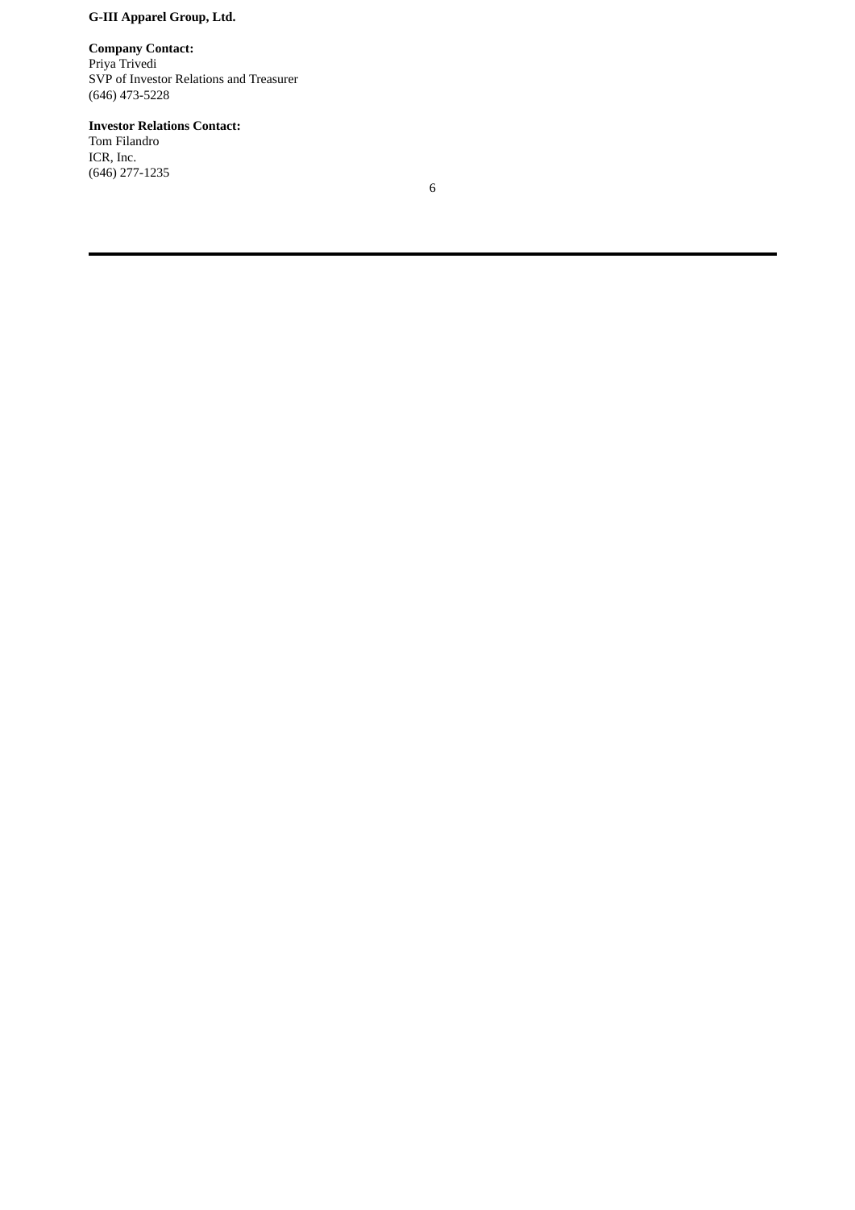**G-III Apparel Group, Ltd.**

**Company Contact:**
Priya Trivedi
SVP of Investor Relations and Treasurer
(646) 473-5228

**Investor Relations Contact:**
Tom Filandro
ICR, Inc.
(646) 277-1235